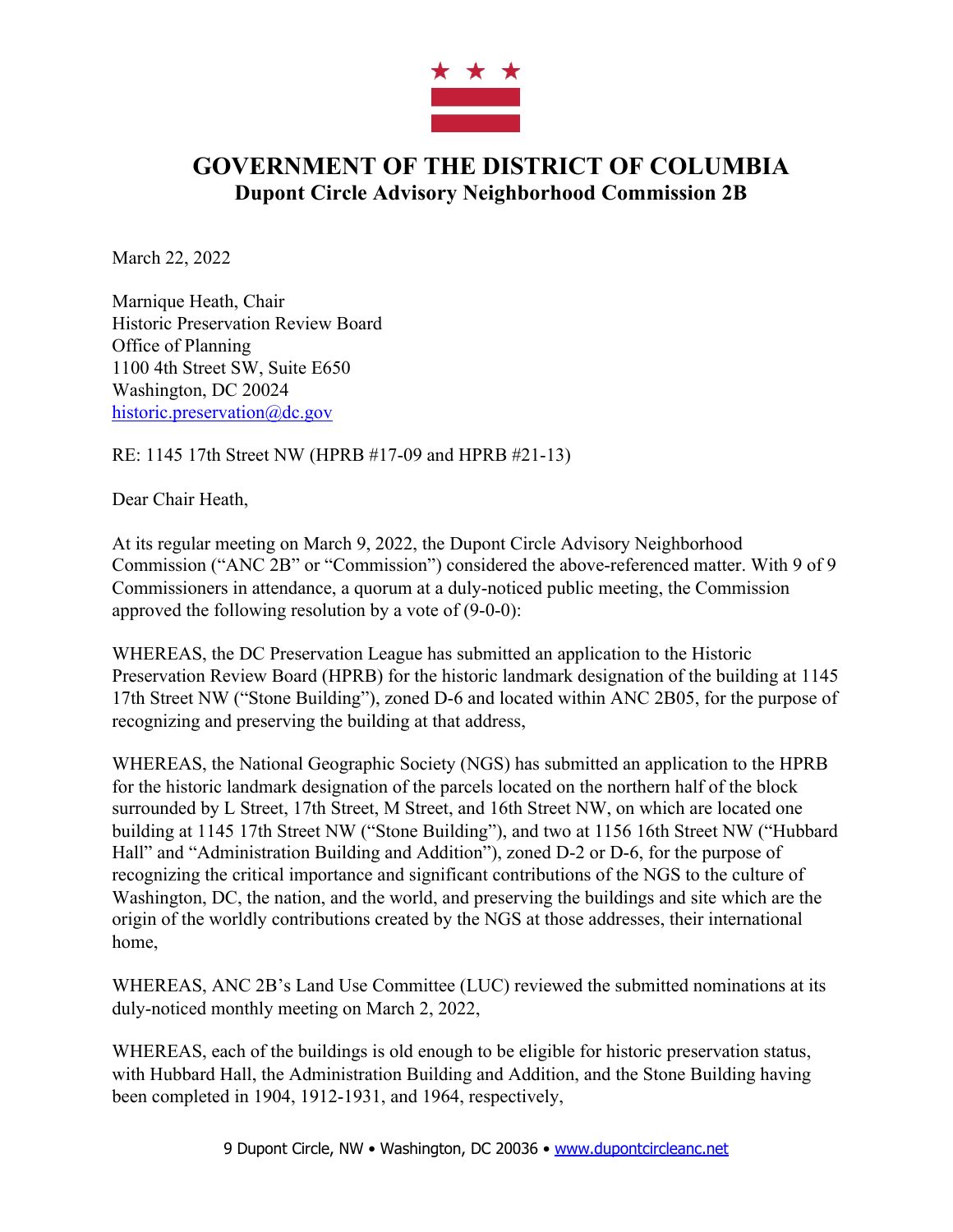# GOVERNMENT OF THE DISTRICT OF COLUMBIA

## Dupont Circle Advisory Neighborhood Commission 2B

March 22, 2022

Marnique Heath, Chair
Historic Preservation Review Board
Office of Planning
1100 4th Street SW, Suite E650
Washington, DC 20024
historic.preservation@dc.gov

RE: 1145 17th Street NW (HPRB #17-09 and HPRB #21-13)

Dear Chair Heath,

At its regular meeting on March 9, 2022, the Dupont Circle Advisory Neighborhood Commission ("ANC 2B" or "Commission") considered the above-referenced matter. With 9 of 9 Commissioners in attendance, a quorum at a duly-noticed public meeting, the Commission approved the following resolution by a vote of (9-0-0):

WHEREAS, the DC Preservation League has submitted an application to the Historic Preservation Review Board (HPRB) for the historic landmark designation of the building at 1145 17th Street NW ("Stone Building"), zoned D-6 and located within ANC 2B05, for the purpose of recognizing and preserving the building at that address,

WHEREAS, the National Geographic Society (NGS) has submitted an application to the HPRB for the historic landmark designation of the parcels located on the northern half of the block surrounded by L Street, 17th Street, M Street, and 16th Street NW, on which are located one building at 1145 17th Street NW ("Stone Building"), and two at 1156 16th Street NW ("Hubbard Hall" and "Administration Building and Addition"), zoned D-2 or D-6, for the purpose of recognizing the critical importance and significant contributions of the NGS to the culture of Washington, DC, the nation, and the world, and preserving the buildings and site which are the origin of the worldly contributions created by the NGS at those addresses, their international home,

WHEREAS, ANC 2B's Land Use Committee (LUC) reviewed the submitted nominations at its duly-noticed monthly meeting on March 2, 2022,

WHEREAS, each of the buildings is old enough to be eligible for historic preservation status, with Hubbard Hall, the Administration Building and Addition, and the Stone Building having been completed in 1904, 1912-1931, and 1964, respectively,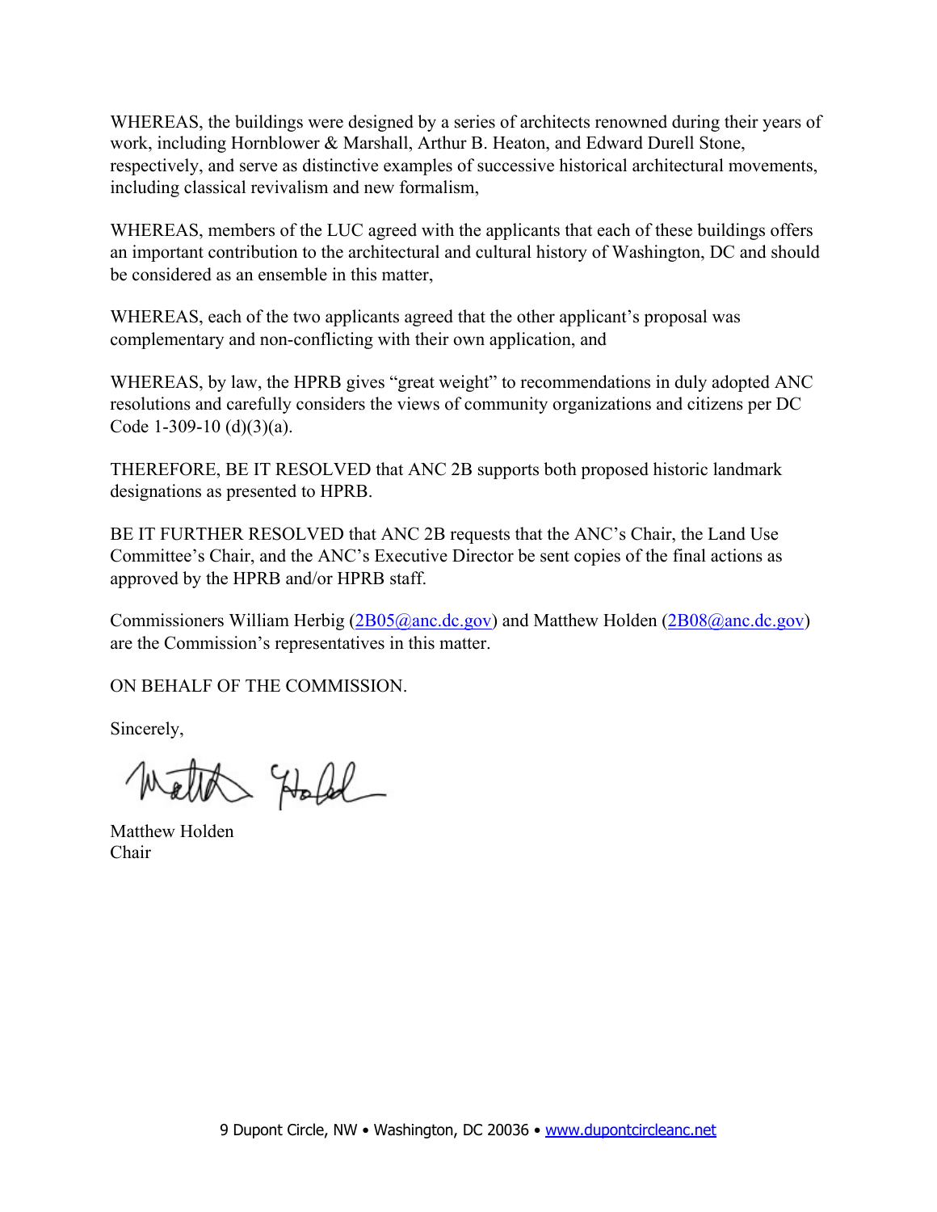WHEREAS, the buildings were designed by a series of architects renowned during their years of work, including Hornblower & Marshall, Arthur B. Heaton, and Edward Durell Stone, respectively, and serve as distinctive examples of successive historical architectural movements, including classical revivalism and new formalism,

WHEREAS, members of the LUC agreed with the applicants that each of these buildings offers an important contribution to the architectural and cultural history of Washington, DC and should be considered as an ensemble in this matter,

WHEREAS, each of the two applicants agreed that the other applicant's proposal was complementary and non-conflicting with their own application, and

WHEREAS, by law, the HPRB gives "great weight" to recommendations in duly adopted ANC resolutions and carefully considers the views of community organizations and citizens per DC Code 1-309-10 (d)(3)(a).

THEREFORE, BE IT RESOLVED that ANC 2B supports both proposed historic landmark designations as presented to HPRB.

BE IT FURTHER RESOLVED that ANC 2B requests that the ANC's Chair, the Land Use Committee's Chair, and the ANC's Executive Director be sent copies of the final actions as approved by the HPRB and/or HPRB staff.

Commissioners William Herbig (2B05@anc.dc.gov) and Matthew Holden (2B08@anc.dc.gov) are the Commission's representatives in this matter.

ON BEHALF OF THE COMMISSION.

Sincerely,

Matthew Holden
Chair

9 Dupont Circle, NW • Washington, DC 20036 • www.dupontcircleanc.net